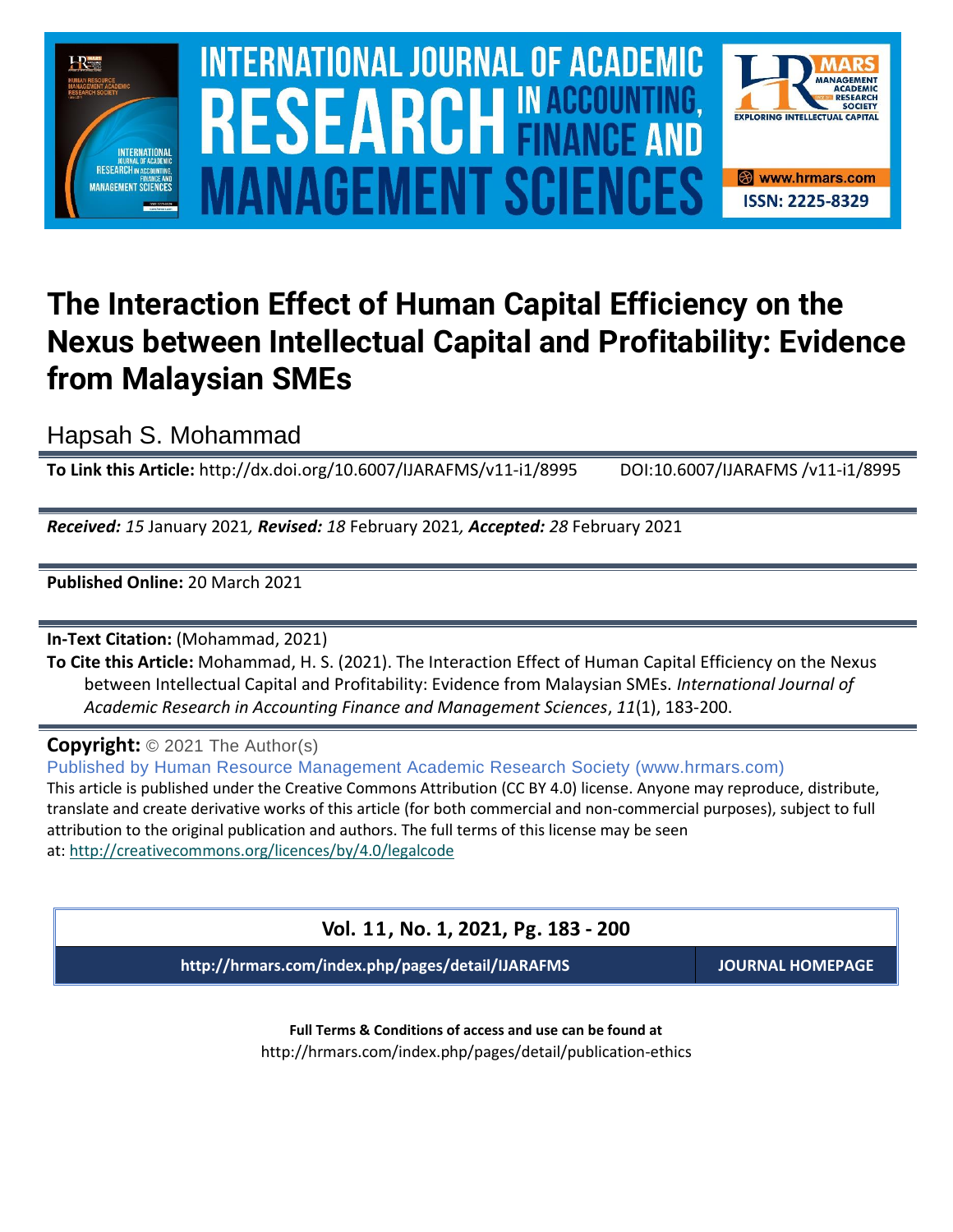# The Interaction Effect of Human Capital Efficiency on the Nexus between Intellectual Capital and Profitability: Evidence from Malaysian SMEs

Hapsah S. Mohammad

**To Link this Article:** http://dx.doi.org/10.6007/IJARAFMS/v11-i1/8995 DOI:10.6007/IJARAFMS /v11-i1/8995

***Received:*** *15* January 2021*, **Revised:*** *18* February 2021*, **Accepted:*** *28* February 2021

**Published Online:** 20 March 2021

**In-Text Citation:** (Mohammad, 2021)

**To Cite this Article:** Mohammad, H. S. (2021). The Interaction Effect of Human Capital Efficiency on the Nexus between Intellectual Capital and Profitability: Evidence from Malaysian SMEs. *International Journal of Academic Research in Accounting Finance and Management Sciences*, *11*(1), 183-200.

**Copyright:** © 2021 The Author(s)

Published by Human Resource Management Academic Research Society (www.hrmars.com)

This article is published under the Creative Commons Attribution (CC BY 4.0) license. Anyone may reproduce, distribute, translate and create derivative works of this article (for both commercial and non-commercial purposes), subject to full attribution to the original publication and authors. The full terms of this license may be seen at: http://creativecommons.org/licences/by/4.0/legalcode

| Vol. 11, No. 1, 2021, Pg. 183 - 200 | |
|---|---|
| http://hrmars.com/index.php/pages/detail/IJARAFMS | JOURNAL HOMEPAGE |

**Full Terms & Conditions of access and use can be found at**
http://hrmars.com/index.php/pages/detail/publication-ethics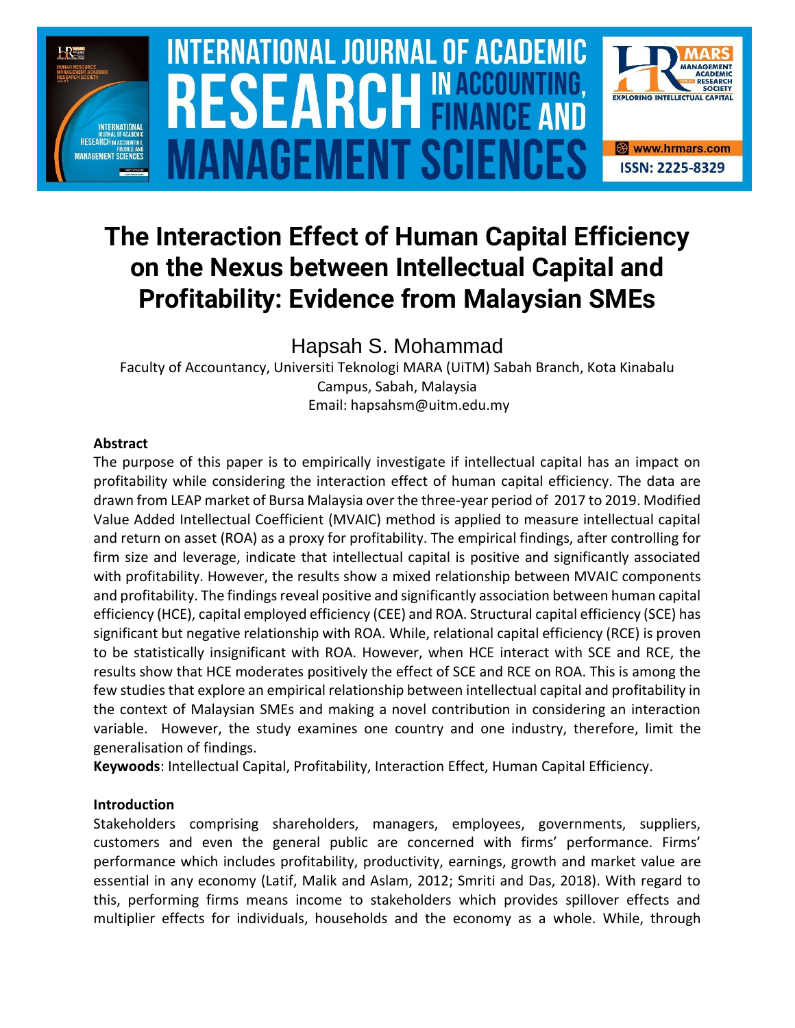# The Interaction Effect of Human Capital Efficiency on the Nexus between Intellectual Capital and Profitability: Evidence from Malaysian SMEs

Hapsah S. Mohammad

Faculty of Accountancy, Universiti Teknologi MARA (UiTM) Sabah Branch, Kota Kinabalu Campus, Sabah, Malaysia

Email: hapsahsm@uitm.edu.my

### Abstract

The purpose of this paper is to empirically investigate if intellectual capital has an impact on profitability while considering the interaction effect of human capital efficiency. The data are drawn from LEAP market of Bursa Malaysia over the three-year period of 2017 to 2019. Modified Value Added Intellectual Coefficient (MVAIC) method is applied to measure intellectual capital and return on asset (ROA) as a proxy for profitability. The empirical findings, after controlling for firm size and leverage, indicate that intellectual capital is positive and significantly associated with profitability. However, the results show a mixed relationship between MVAIC components and profitability. The findings reveal positive and significantly association between human capital efficiency (HCE), capital employed efficiency (CEE) and ROA. Structural capital efficiency (SCE) has significant but negative relationship with ROA. While, relational capital efficiency (RCE) is proven to be statistically insignificant with ROA. However, when HCE interact with SCE and RCE, the results show that HCE moderates positively the effect of SCE and RCE on ROA. This is among the few studies that explore an empirical relationship between intellectual capital and profitability in the context of Malaysian SMEs and making a novel contribution in considering an interaction variable. However, the study examines one country and one industry, therefore, limit the generalisation of findings.

**Keywoods**: Intellectual Capital, Profitability, Interaction Effect, Human Capital Efficiency.

### Introduction

Stakeholders comprising shareholders, managers, employees, governments, suppliers, customers and even the general public are concerned with firms' performance. Firms' performance which includes profitability, productivity, earnings, growth and market value are essential in any economy (Latif, Malik and Aslam, 2012; Smriti and Das, 2018). With regard to this, performing firms means income to stakeholders which provides spillover effects and multiplier effects for individuals, households and the economy as a whole. While, through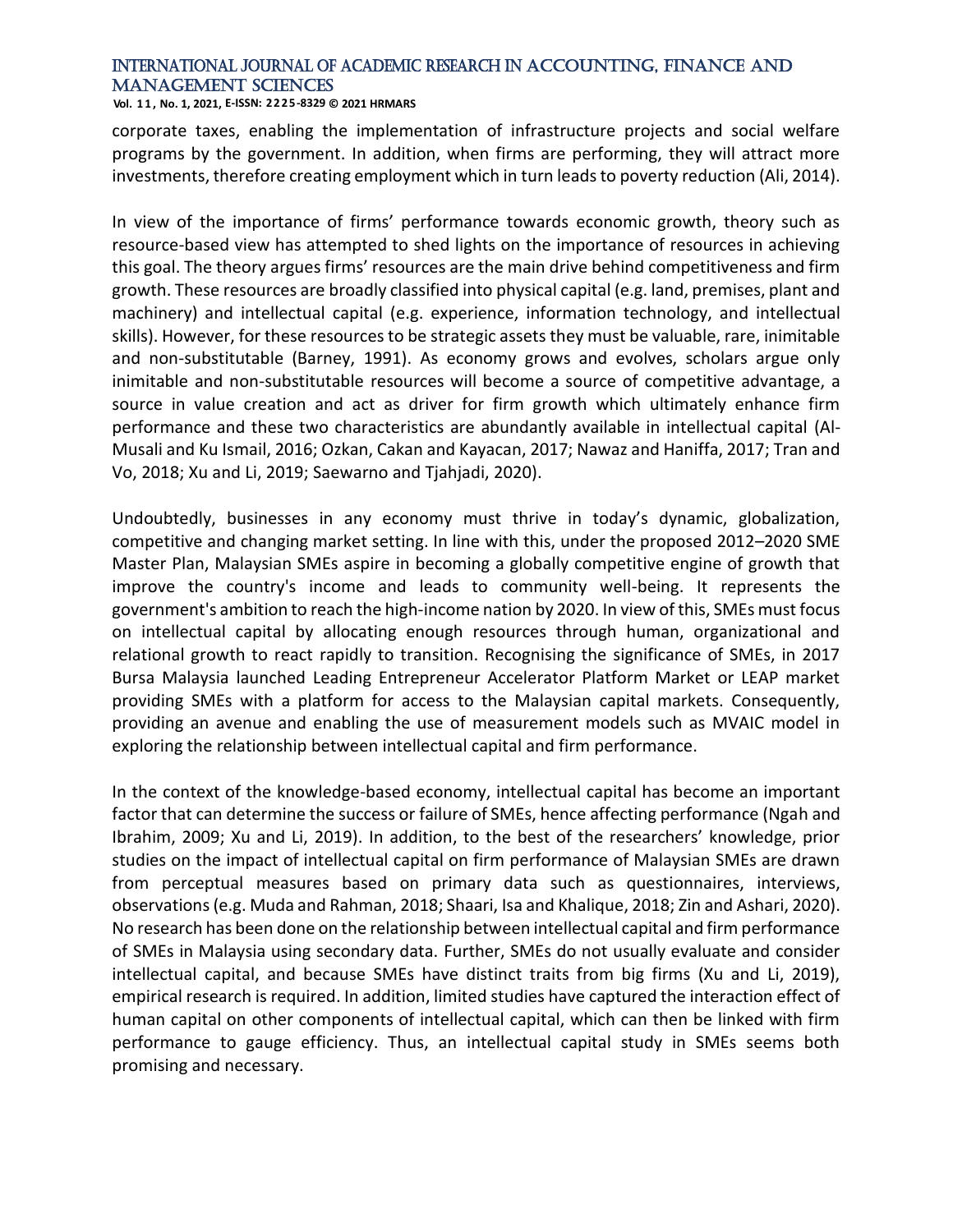corporate taxes, enabling the implementation of infrastructure projects and social welfare programs by the government. In addition, when firms are performing, they will attract more investments, therefore creating employment which in turn leads to poverty reduction (Ali, 2014).

In view of the importance of firms' performance towards economic growth, theory such as resource-based view has attempted to shed lights on the importance of resources in achieving this goal. The theory argues firms' resources are the main drive behind competitiveness and firm growth. These resources are broadly classified into physical capital (e.g. land, premises, plant and machinery) and intellectual capital (e.g. experience, information technology, and intellectual skills). However, for these resources to be strategic assets they must be valuable, rare, inimitable and non-substitutable (Barney, 1991). As economy grows and evolves, scholars argue only inimitable and non-substitutable resources will become a source of competitive advantage, a source in value creation and act as driver for firm growth which ultimately enhance firm performance and these two characteristics are abundantly available in intellectual capital (Al-Musali and Ku Ismail, 2016; Ozkan, Cakan and Kayacan, 2017; Nawaz and Haniffa, 2017; Tran and Vo, 2018; Xu and Li, 2019; Saewarno and Tjahjadi, 2020).

Undoubtedly, businesses in any economy must thrive in today's dynamic, globalization, competitive and changing market setting. In line with this, under the proposed 2012–2020 SME Master Plan, Malaysian SMEs aspire in becoming a globally competitive engine of growth that improve the country's income and leads to community well-being. It represents the government's ambition to reach the high-income nation by 2020. In view of this, SMEs must focus on intellectual capital by allocating enough resources through human, organizational and relational growth to react rapidly to transition. Recognising the significance of SMEs, in 2017 Bursa Malaysia launched Leading Entrepreneur Accelerator Platform Market or LEAP market providing SMEs with a platform for access to the Malaysian capital markets. Consequently, providing an avenue and enabling the use of measurement models such as MVAIC model in exploring the relationship between intellectual capital and firm performance.

In the context of the knowledge-based economy, intellectual capital has become an important factor that can determine the success or failure of SMEs, hence affecting performance (Ngah and Ibrahim, 2009; Xu and Li, 2019). In addition, to the best of the researchers' knowledge, prior studies on the impact of intellectual capital on firm performance of Malaysian SMEs are drawn from perceptual measures based on primary data such as questionnaires, interviews, observations (e.g. Muda and Rahman, 2018; Shaari, Isa and Khalique, 2018; Zin and Ashari, 2020). No research has been done on the relationship between intellectual capital and firm performance of SMEs in Malaysia using secondary data. Further, SMEs do not usually evaluate and consider intellectual capital, and because SMEs have distinct traits from big firms (Xu and Li, 2019), empirical research is required. In addition, limited studies have captured the interaction effect of human capital on other components of intellectual capital, which can then be linked with firm performance to gauge efficiency. Thus, an intellectual capital study in SMEs seems both promising and necessary.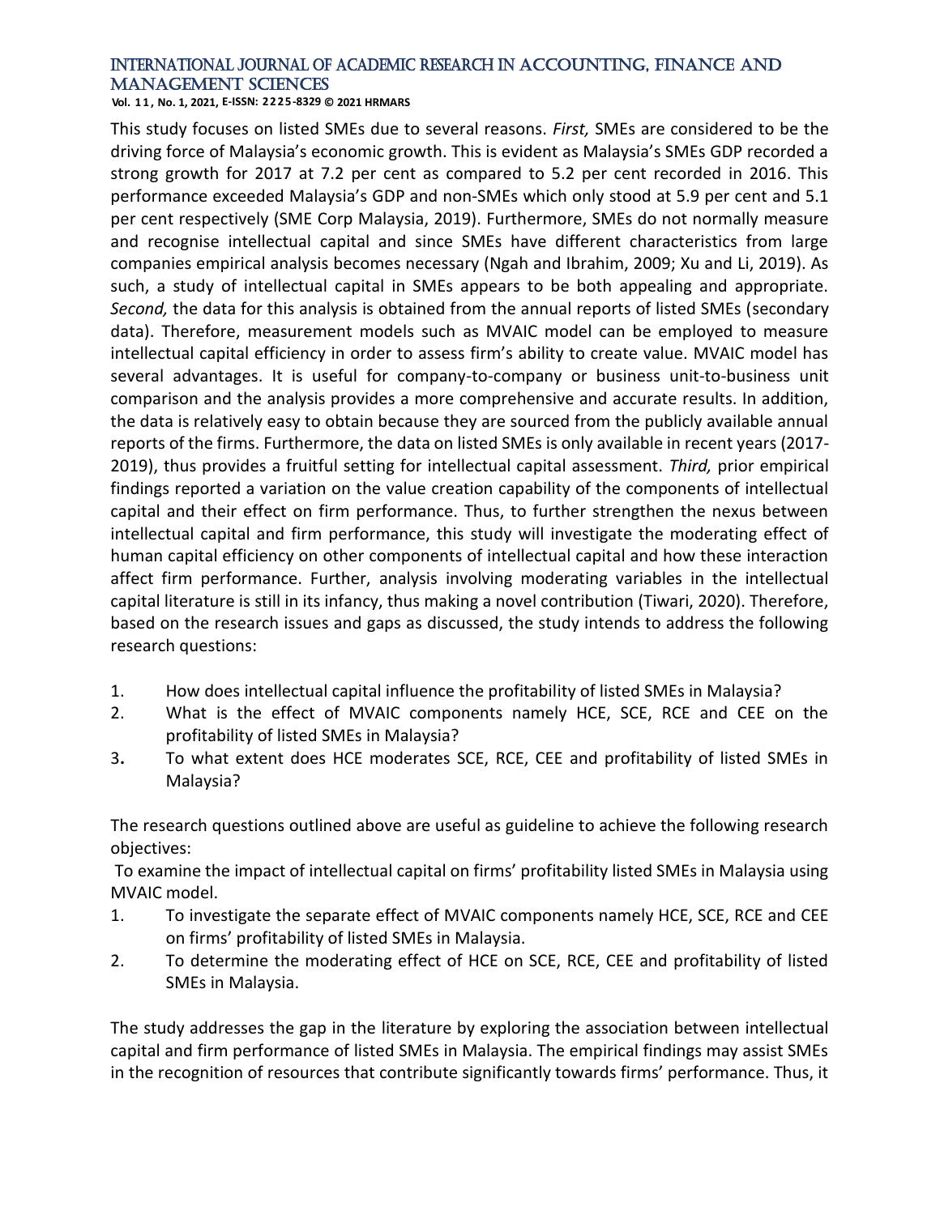This study focuses on listed SMEs due to several reasons. *First,* SMEs are considered to be the driving force of Malaysia's economic growth. This is evident as Malaysia's SMEs GDP recorded a strong growth for 2017 at 7.2 per cent as compared to 5.2 per cent recorded in 2016. This performance exceeded Malaysia's GDP and non-SMEs which only stood at 5.9 per cent and 5.1 per cent respectively (SME Corp Malaysia, 2019). Furthermore, SMEs do not normally measure and recognise intellectual capital and since SMEs have different characteristics from large companies empirical analysis becomes necessary (Ngah and Ibrahim, 2009; Xu and Li, 2019). As such, a study of intellectual capital in SMEs appears to be both appealing and appropriate. *Second,* the data for this analysis is obtained from the annual reports of listed SMEs (secondary data). Therefore, measurement models such as MVAIC model can be employed to measure intellectual capital efficiency in order to assess firm's ability to create value. MVAIC model has several advantages. It is useful for company-to-company or business unit-to-business unit comparison and the analysis provides a more comprehensive and accurate results. In addition, the data is relatively easy to obtain because they are sourced from the publicly available annual reports of the firms. Furthermore, the data on listed SMEs is only available in recent years (2017-2019), thus provides a fruitful setting for intellectual capital assessment. *Third,* prior empirical findings reported a variation on the value creation capability of the components of intellectual capital and their effect on firm performance. Thus, to further strengthen the nexus between intellectual capital and firm performance, this study will investigate the moderating effect of human capital efficiency on other components of intellectual capital and how these interaction affect firm performance. Further, analysis involving moderating variables in the intellectual capital literature is still in its infancy, thus making a novel contribution (Tiwari, 2020). Therefore, based on the research issues and gaps as discussed, the study intends to address the following research questions:

1. How does intellectual capital influence the profitability of listed SMEs in Malaysia?
2. What is the effect of MVAIC components namely HCE, SCE, RCE and CEE on the profitability of listed SMEs in Malaysia?
3. To what extent does HCE moderates SCE, RCE, CEE and profitability of listed SMEs in Malaysia?

The research questions outlined above are useful as guideline to achieve the following research objectives:

To examine the impact of intellectual capital on firms' profitability listed SMEs in Malaysia using MVAIC model.

1. To investigate the separate effect of MVAIC components namely HCE, SCE, RCE and CEE on firms' profitability of listed SMEs in Malaysia.
2. To determine the moderating effect of HCE on SCE, RCE, CEE and profitability of listed SMEs in Malaysia.

The study addresses the gap in the literature by exploring the association between intellectual capital and firm performance of listed SMEs in Malaysia. The empirical findings may assist SMEs in the recognition of resources that contribute significantly towards firms' performance. Thus, it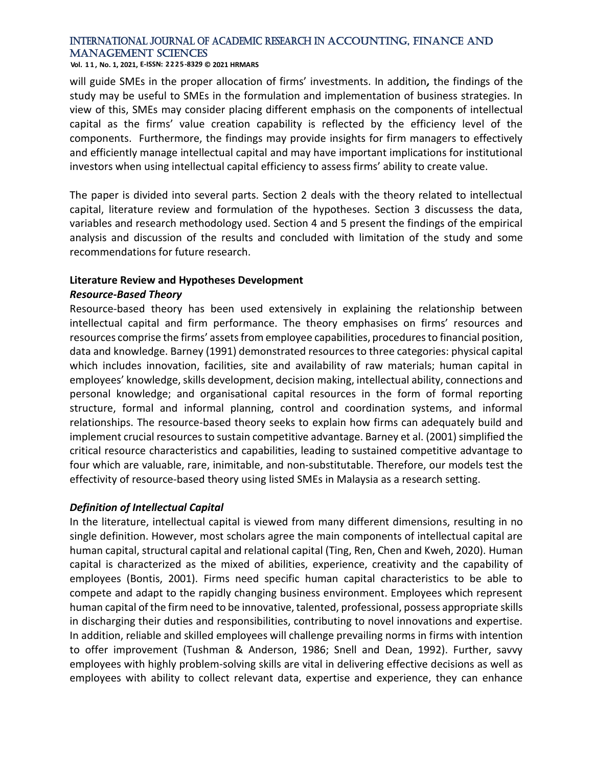will guide SMEs in the proper allocation of firms' investments. In addition**,** the findings of the study may be useful to SMEs in the formulation and implementation of business strategies. In view of this, SMEs may consider placing different emphasis on the components of intellectual capital as the firms' value creation capability is reflected by the efficiency level of the components. Furthermore, the findings may provide insights for firm managers to effectively and efficiently manage intellectual capital and may have important implications for institutional investors when using intellectual capital efficiency to assess firms' ability to create value.

The paper is divided into several parts. Section 2 deals with the theory related to intellectual capital, literature review and formulation of the hypotheses. Section 3 discussess the data, variables and research methodology used. Section 4 and 5 present the findings of the empirical analysis and discussion of the results and concluded with limitation of the study and some recommendations for future research.

## Literature Review and Hypotheses Development

### *Resource-Based Theory*

Resource-based theory has been used extensively in explaining the relationship between intellectual capital and firm performance. The theory emphasises on firms' resources and resources comprise the firms' assets from employee capabilities, procedures to financial position, data and knowledge. Barney (1991) demonstrated resources to three categories: physical capital which includes innovation, facilities, site and availability of raw materials; human capital in employees' knowledge, skills development, decision making, intellectual ability, connections and personal knowledge; and organisational capital resources in the form of formal reporting structure, formal and informal planning, control and coordination systems, and informal relationships. The resource-based theory seeks to explain how firms can adequately build and implement crucial resources to sustain competitive advantage. Barney et al. (2001) simplified the critical resource characteristics and capabilities, leading to sustained competitive advantage to four which are valuable, rare, inimitable, and non-substitutable. Therefore, our models test the effectivity of resource-based theory using listed SMEs in Malaysia as a research setting.

### *Definition of Intellectual Capital*

In the literature, intellectual capital is viewed from many different dimensions, resulting in no single definition. However, most scholars agree the main components of intellectual capital are human capital, structural capital and relational capital (Ting, Ren, Chen and Kweh, 2020). Human capital is characterized as the mixed of abilities, experience, creativity and the capability of employees (Bontis, 2001). Firms need specific human capital characteristics to be able to compete and adapt to the rapidly changing business environment. Employees which represent human capital of the firm need to be innovative, talented, professional, possess appropriate skills in discharging their duties and responsibilities, contributing to novel innovations and expertise. In addition, reliable and skilled employees will challenge prevailing norms in firms with intention to offer improvement (Tushman & Anderson, 1986; Snell and Dean, 1992). Further, savvy employees with highly problem-solving skills are vital in delivering effective decisions as well as employees with ability to collect relevant data, expertise and experience, they can enhance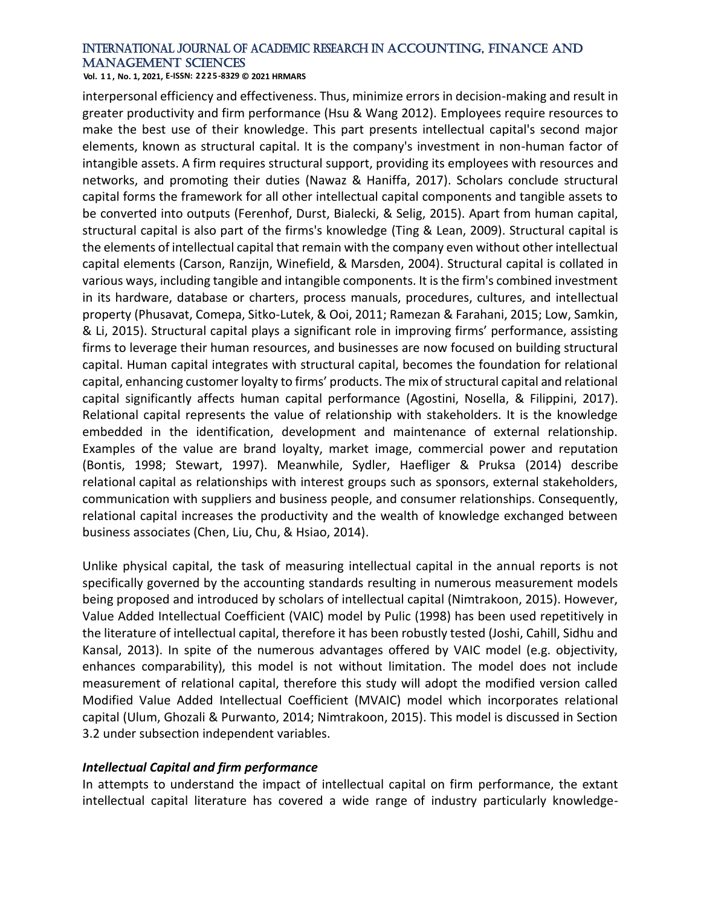interpersonal efficiency and effectiveness. Thus, minimize errors in decision-making and result in greater productivity and firm performance (Hsu & Wang 2012). Employees require resources to make the best use of their knowledge. This part presents intellectual capital's second major elements, known as structural capital. It is the company's investment in non-human factor of intangible assets. A firm requires structural support, providing its employees with resources and networks, and promoting their duties (Nawaz & Haniffa, 2017). Scholars conclude structural capital forms the framework for all other intellectual capital components and tangible assets to be converted into outputs (Ferenhof, Durst, Bialecki, & Selig, 2015). Apart from human capital, structural capital is also part of the firms's knowledge (Ting & Lean, 2009). Structural capital is the elements of intellectual capital that remain with the company even without other intellectual capital elements (Carson, Ranzijn, Winefield, & Marsden, 2004). Structural capital is collated in various ways, including tangible and intangible components. It is the firm's combined investment in its hardware, database or charters, process manuals, procedures, cultures, and intellectual property (Phusavat, Comepa, Sitko-Lutek, & Ooi, 2011; Ramezan & Farahani, 2015; Low, Samkin, & Li, 2015). Structural capital plays a significant role in improving firms' performance, assisting firms to leverage their human resources, and businesses are now focused on building structural capital. Human capital integrates with structural capital, becomes the foundation for relational capital, enhancing customer loyalty to firms' products. The mix of structural capital and relational capital significantly affects human capital performance (Agostini, Nosella, & Filippini, 2017). Relational capital represents the value of relationship with stakeholders. It is the knowledge embedded in the identification, development and maintenance of external relationship. Examples of the value are brand loyalty, market image, commercial power and reputation (Bontis, 1998; Stewart, 1997). Meanwhile, Sydler, Haefliger & Pruksa (2014) describe relational capital as relationships with interest groups such as sponsors, external stakeholders, communication with suppliers and business people, and consumer relationships. Consequently, relational capital increases the productivity and the wealth of knowledge exchanged between business associates (Chen, Liu, Chu, & Hsiao, 2014).

Unlike physical capital, the task of measuring intellectual capital in the annual reports is not specifically governed by the accounting standards resulting in numerous measurement models being proposed and introduced by scholars of intellectual capital (Nimtrakoon, 2015). However, Value Added Intellectual Coefficient (VAIC) model by Pulic (1998) has been used repetitively in the literature of intellectual capital, therefore it has been robustly tested (Joshi, Cahill, Sidhu and Kansal, 2013). In spite of the numerous advantages offered by VAIC model (e.g. objectivity, enhances comparability), this model is not without limitation. The model does not include measurement of relational capital, therefore this study will adopt the modified version called Modified Value Added Intellectual Coefficient (MVAIC) model which incorporates relational capital (Ulum, Ghozali & Purwanto, 2014; Nimtrakoon, 2015). This model is discussed in Section 3.2 under subsection independent variables.

### *Intellectual Capital and firm performance*

In attempts to understand the impact of intellectual capital on firm performance, the extant intellectual capital literature has covered a wide range of industry particularly knowledge-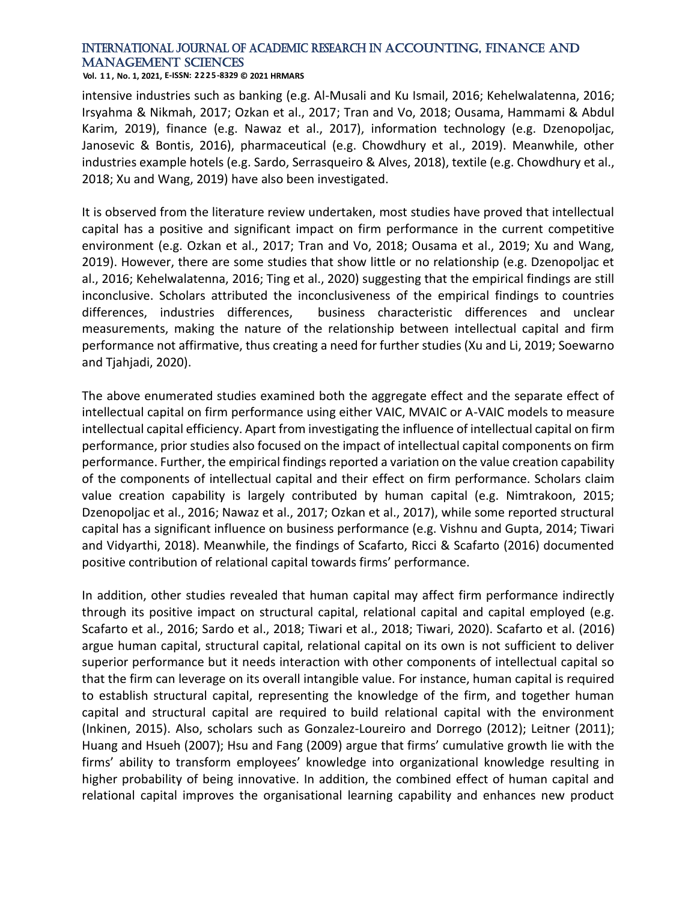intensive industries such as banking (e.g. Al-Musali and Ku Ismail, 2016; Kehelwalatenna, 2016; Irsyahma & Nikmah, 2017; Ozkan et al., 2017; Tran and Vo, 2018; Ousama, Hammami & Abdul Karim, 2019), finance (e.g. Nawaz et al., 2017), information technology (e.g. Dzenopoljac, Janosevic & Bontis, 2016), pharmaceutical (e.g. Chowdhury et al., 2019). Meanwhile, other industries example hotels (e.g. Sardo, Serrasqueiro & Alves, 2018), textile (e.g. Chowdhury et al., 2018; Xu and Wang, 2019) have also been investigated.

It is observed from the literature review undertaken, most studies have proved that intellectual capital has a positive and significant impact on firm performance in the current competitive environment (e.g. Ozkan et al., 2017; Tran and Vo, 2018; Ousama et al., 2019; Xu and Wang, 2019). However, there are some studies that show little or no relationship (e.g. Dzenopoljac et al., 2016; Kehelwalatenna, 2016; Ting et al., 2020) suggesting that the empirical findings are still inconclusive. Scholars attributed the inconclusiveness of the empirical findings to countries differences, industries differences, business characteristic differences and unclear measurements, making the nature of the relationship between intellectual capital and firm performance not affirmative, thus creating a need for further studies (Xu and Li, 2019; Soewarno and Tjahjadi, 2020).

The above enumerated studies examined both the aggregate effect and the separate effect of intellectual capital on firm performance using either VAIC, MVAIC or A-VAIC models to measure intellectual capital efficiency. Apart from investigating the influence of intellectual capital on firm performance, prior studies also focused on the impact of intellectual capital components on firm performance. Further, the empirical findings reported a variation on the value creation capability of the components of intellectual capital and their effect on firm performance. Scholars claim value creation capability is largely contributed by human capital (e.g. Nimtrakoon, 2015; Dzenopoljac et al., 2016; Nawaz et al., 2017; Ozkan et al., 2017), while some reported structural capital has a significant influence on business performance (e.g. Vishnu and Gupta, 2014; Tiwari and Vidyarthi, 2018). Meanwhile, the findings of Scafarto, Ricci & Scafarto (2016) documented positive contribution of relational capital towards firms' performance.

In addition, other studies revealed that human capital may affect firm performance indirectly through its positive impact on structural capital, relational capital and capital employed (e.g. Scafarto et al., 2016; Sardo et al., 2018; Tiwari et al., 2018; Tiwari, 2020). Scafarto et al. (2016) argue human capital, structural capital, relational capital on its own is not sufficient to deliver superior performance but it needs interaction with other components of intellectual capital so that the firm can leverage on its overall intangible value. For instance, human capital is required to establish structural capital, representing the knowledge of the firm, and together human capital and structural capital are required to build relational capital with the environment (Inkinen, 2015). Also, scholars such as Gonzalez-Loureiro and Dorrego (2012); Leitner (2011); Huang and Hsueh (2007); Hsu and Fang (2009) argue that firms' cumulative growth lie with the firms' ability to transform employees' knowledge into organizational knowledge resulting in higher probability of being innovative. In addition, the combined effect of human capital and relational capital improves the organisational learning capability and enhances new product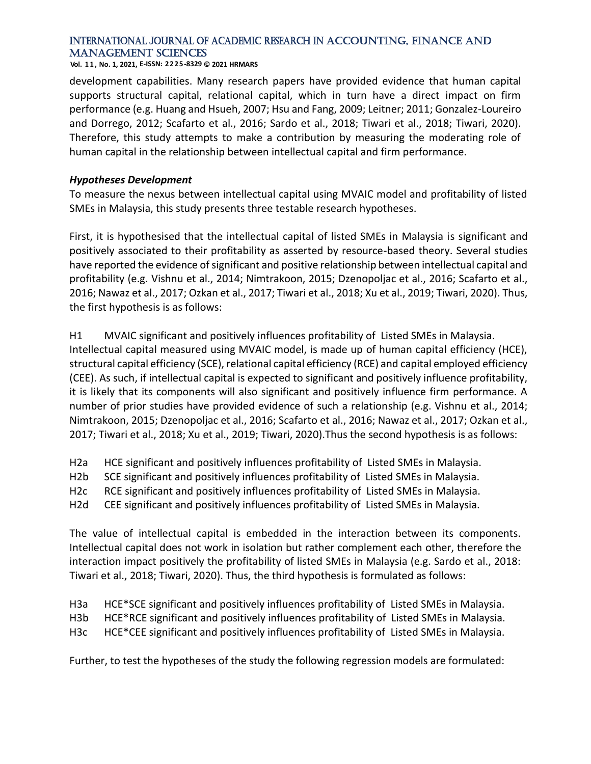development capabilities. Many research papers have provided evidence that human capital supports structural capital, relational capital, which in turn have a direct impact on firm performance (e.g. Huang and Hsueh, 2007; Hsu and Fang, 2009; Leitner; 2011; Gonzalez-Loureiro and Dorrego, 2012; Scafarto et al., 2016; Sardo et al., 2018; Tiwari et al., 2018; Tiwari, 2020). Therefore, this study attempts to make a contribution by measuring the moderating role of human capital in the relationship between intellectual capital and firm performance.

***Hypotheses Development***

To measure the nexus between intellectual capital using MVAIC model and profitability of listed SMEs in Malaysia, this study presents three testable research hypotheses.

First, it is hypothesised that the intellectual capital of listed SMEs in Malaysia is significant and positively associated to their profitability as asserted by resource-based theory. Several studies have reported the evidence of significant and positive relationship between intellectual capital and profitability (e.g. Vishnu et al., 2014; Nimtrakoon, 2015; Dzenopoljac et al., 2016; Scafarto et al., 2016; Nawaz et al., 2017; Ozkan et al., 2017; Tiwari et al., 2018; Xu et al., 2019; Tiwari, 2020). Thus, the first hypothesis is as follows:

H1 MVAIC significant and positively influences profitability of Listed SMEs in Malaysia.

Intellectual capital measured using MVAIC model, is made up of human capital efficiency (HCE), structural capital efficiency (SCE), relational capital efficiency (RCE) and capital employed efficiency (CEE). As such, if intellectual capital is expected to significant and positively influence profitability, it is likely that its components will also significant and positively influence firm performance. A number of prior studies have provided evidence of such a relationship (e.g. Vishnu et al., 2014; Nimtrakoon, 2015; Dzenopoljac et al., 2016; Scafarto et al., 2016; Nawaz et al., 2017; Ozkan et al., 2017; Tiwari et al., 2018; Xu et al., 2019; Tiwari, 2020).Thus the second hypothesis is as follows:

H2a HCE significant and positively influences profitability of Listed SMEs in Malaysia.
H2b SCE significant and positively influences profitability of Listed SMEs in Malaysia.
H2c RCE significant and positively influences profitability of Listed SMEs in Malaysia.
H2d CEE significant and positively influences profitability of Listed SMEs in Malaysia.

The value of intellectual capital is embedded in the interaction between its components. Intellectual capital does not work in isolation but rather complement each other, therefore the interaction impact positively the profitability of listed SMEs in Malaysia (e.g. Sardo et al., 2018: Tiwari et al., 2018; Tiwari, 2020). Thus, the third hypothesis is formulated as follows:

H3a HCE*SCE significant and positively influences profitability of Listed SMEs in Malaysia.
H3b HCE*RCE significant and positively influences profitability of Listed SMEs in Malaysia.
H3c HCE*CEE significant and positively influences profitability of Listed SMEs in Malaysia.

Further, to test the hypotheses of the study the following regression models are formulated: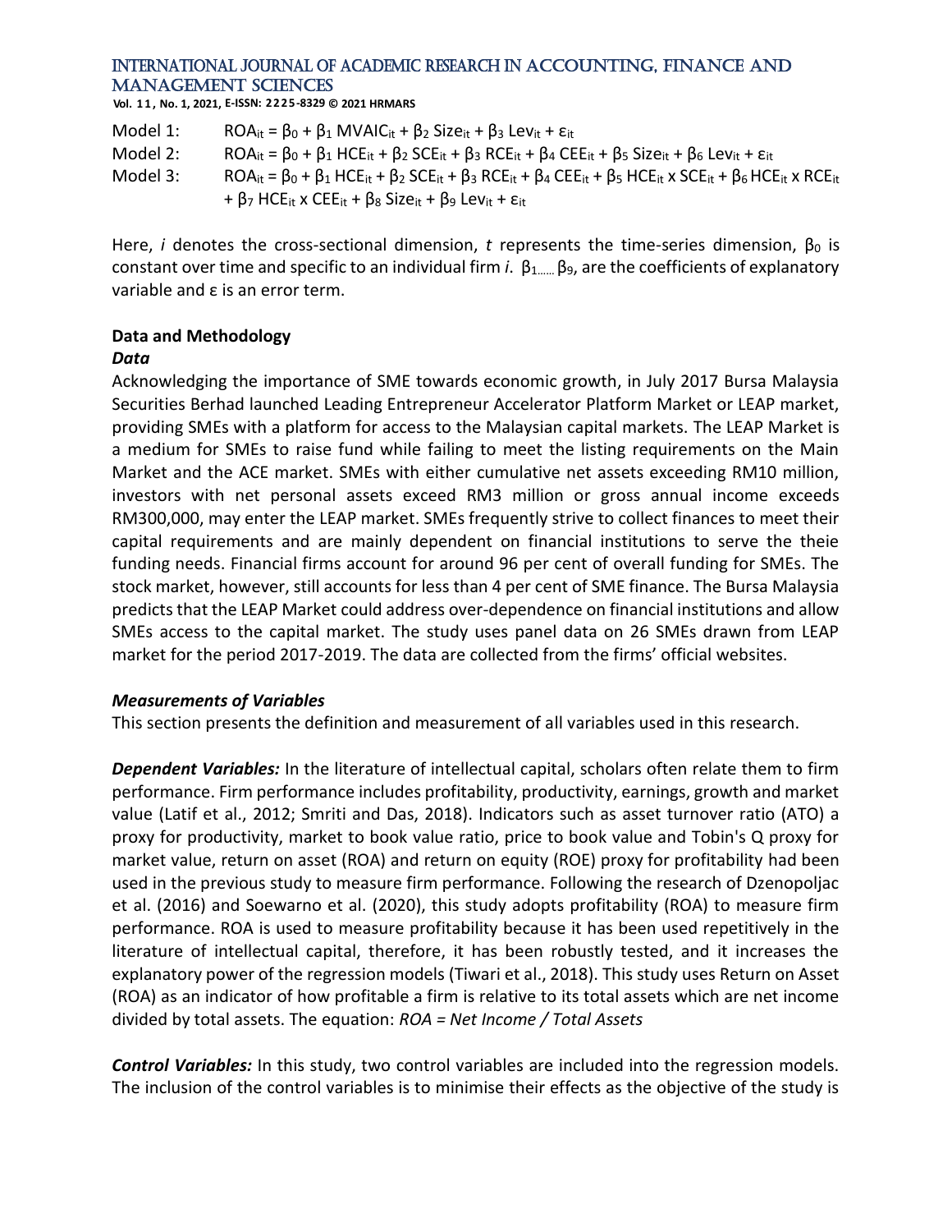Model 1: $ROA_{it} = \beta_0 + \beta_1 MVAIC_{it} + \beta_2 Size_{it} + \beta_3 Lev_{it} + \varepsilon_{it}$

Model 2: $ROA_{it} = \beta_0 + \beta_1 HCE_{it} + \beta_2 SCE_{it} + \beta_3 RCE_{it} + \beta_4 CEE_{it} + \beta_5 Size_{it} + \beta_6 Lev_{it} + \varepsilon_{it}$

Model 3: $ROA_{it} = \beta_0 + \beta_1 HCE_{it} + \beta_2 SCE_{it} + \beta_3 RCE_{it} + \beta_4 CEE_{it} + \beta_5 HCE_{it} \times SCE_{it} + \beta_6 HCE_{it} \times RCE_{it} + \beta_7 HCE_{it} \times CEE_{it} + \beta_8 Size_{it} + \beta_9 Lev_{it} + \varepsilon_{it}$

Here, *i* denotes the cross-sectional dimension, *t* represents the time-series dimension, $\beta_0$ is constant over time and specific to an individual firm *i*. $\beta_{1......}\beta_9$, are the coefficients of explanatory variable and $\varepsilon$ is an error term.

## Data and Methodology

### *Data*

Acknowledging the importance of SME towards economic growth, in July 2017 Bursa Malaysia Securities Berhad launched Leading Entrepreneur Accelerator Platform Market or LEAP market, providing SMEs with a platform for access to the Malaysian capital markets. The LEAP Market is a medium for SMEs to raise fund while failing to meet the listing requirements on the Main Market and the ACE market. SMEs with either cumulative net assets exceeding RM10 million, investors with net personal assets exceed RM3 million or gross annual income exceeds RM300,000, may enter the LEAP market. SMEs frequently strive to collect finances to meet their capital requirements and are mainly dependent on financial institutions to serve the theie funding needs. Financial firms account for around 96 per cent of overall funding for SMEs. The stock market, however, still accounts for less than 4 per cent of SME finance. The Bursa Malaysia predicts that the LEAP Market could address over-dependence on financial institutions and allow SMEs access to the capital market. The study uses panel data on 26 SMEs drawn from LEAP market for the period 2017-2019. The data are collected from the firms' official websites.

### *Measurements of Variables*

This section presents the definition and measurement of all variables used in this research.

***Dependent Variables:*** In the literature of intellectual capital, scholars often relate them to firm performance. Firm performance includes profitability, productivity, earnings, growth and market value (Latif et al., 2012; Smriti and Das, 2018). Indicators such as asset turnover ratio (ATO) a proxy for productivity, market to book value ratio, price to book value and Tobin's Q proxy for market value, return on asset (ROA) and return on equity (ROE) proxy for profitability had been used in the previous study to measure firm performance. Following the research of Dzenopoljac et al. (2016) and Soewarno et al. (2020), this study adopts profitability (ROA) to measure firm performance. ROA is used to measure profitability because it has been used repetitively in the literature of intellectual capital, therefore, it has been robustly tested, and it increases the explanatory power of the regression models (Tiwari et al., 2018). This study uses Return on Asset (ROA) as an indicator of how profitable a firm is relative to its total assets which are net income divided by total assets. The equation: *ROA = Net Income / Total Assets*

***Control Variables:*** In this study, two control variables are included into the regression models. The inclusion of the control variables is to minimise their effects as the objective of the study is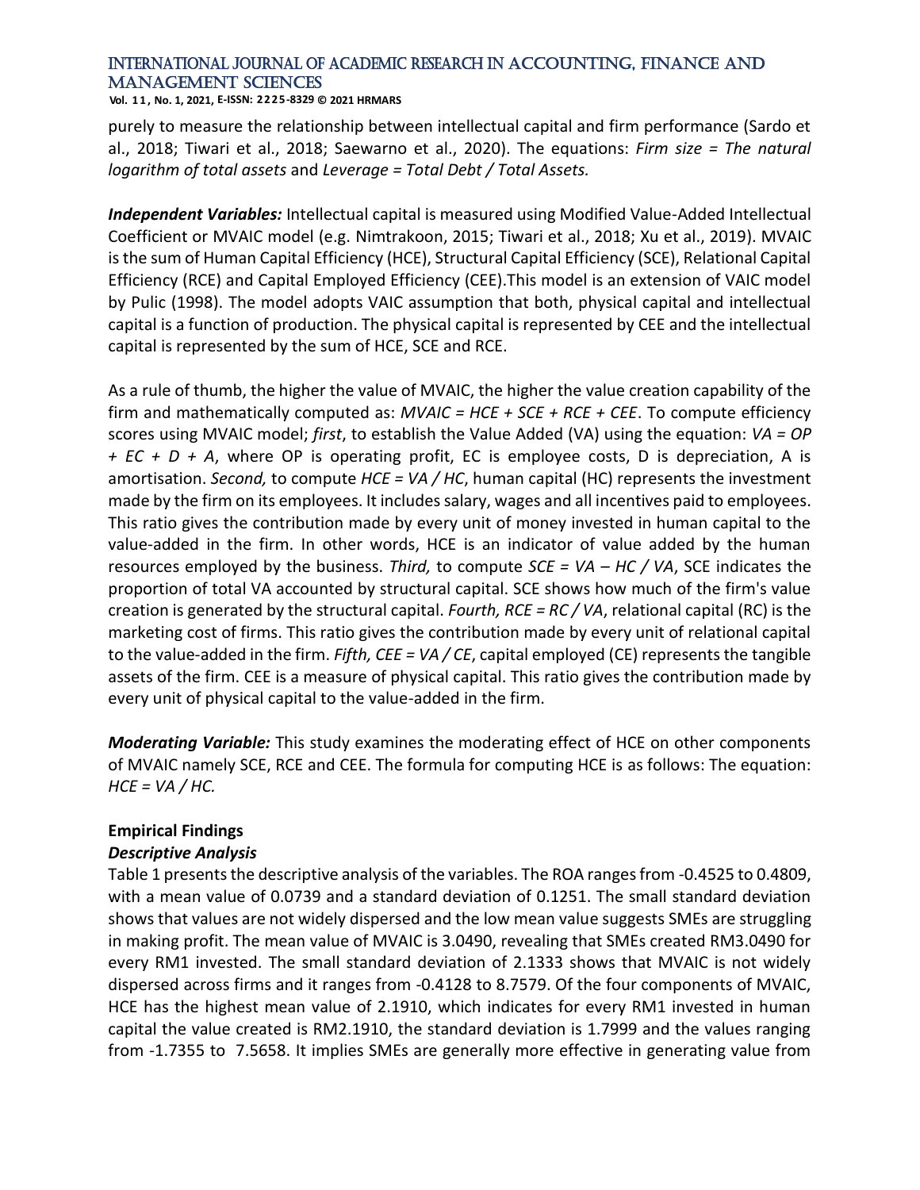purely to measure the relationship between intellectual capital and firm performance (Sardo et al., 2018; Tiwari et al., 2018; Saewarno et al., 2020). The equations: *Firm size = The natural logarithm of total assets* and *Leverage = Total Debt / Total Assets.*

***Independent Variables:*** Intellectual capital is measured using Modified Value-Added Intellectual Coefficient or MVAIC model (e.g. Nimtrakoon, 2015; Tiwari et al., 2018; Xu et al., 2019). MVAIC is the sum of Human Capital Efficiency (HCE), Structural Capital Efficiency (SCE), Relational Capital Efficiency (RCE) and Capital Employed Efficiency (CEE).This model is an extension of VAIC model by Pulic (1998). The model adopts VAIC assumption that both, physical capital and intellectual capital is a function of production. The physical capital is represented by CEE and the intellectual capital is represented by the sum of HCE, SCE and RCE.

As a rule of thumb, the higher the value of MVAIC, the higher the value creation capability of the firm and mathematically computed as: $MVAIC = HCE + SCE + RCE + CEE$. To compute efficiency scores using MVAIC model; *first*, to establish the Value Added (VA) using the equation: $VA = OP + EC + D + A$, where OP is operating profit, EC is employee costs, D is depreciation, A is amortisation. *Second,* to compute $HCE = VA / HC$, human capital (HC) represents the investment made by the firm on its employees. It includes salary, wages and all incentives paid to employees. This ratio gives the contribution made by every unit of money invested in human capital to the value-added in the firm. In other words, HCE is an indicator of value added by the human resources employed by the business. *Third,* to compute $SCE = VA – HC / VA$, SCE indicates the proportion of total VA accounted by structural capital. SCE shows how much of the firm's value creation is generated by the structural capital. *Fourth,* $RCE = RC / VA$, relational capital (RC) is the marketing cost of firms. This ratio gives the contribution made by every unit of relational capital to the value-added in the firm. *Fifth,* $CEE = VA / CE$, capital employed (CE) represents the tangible assets of the firm. CEE is a measure of physical capital. This ratio gives the contribution made by every unit of physical capital to the value-added in the firm.

***Moderating Variable:*** This study examines the moderating effect of HCE on other components of MVAIC namely SCE, RCE and CEE. The formula for computing HCE is as follows: The equation: $HCE = VA / HC.$

**Empirical Findings**

***Descriptive Analysis***

Table 1 presents the descriptive analysis of the variables. The ROA ranges from -0.4525 to 0.4809, with a mean value of 0.0739 and a standard deviation of 0.1251. The small standard deviation shows that values are not widely dispersed and the low mean value suggests SMEs are struggling in making profit. The mean value of MVAIC is 3.0490, revealing that SMEs created RM3.0490 for every RM1 invested. The small standard deviation of 2.1333 shows that MVAIC is not widely dispersed across firms and it ranges from -0.4128 to 8.7579. Of the four components of MVAIC, HCE has the highest mean value of 2.1910, which indicates for every RM1 invested in human capital the value created is RM2.1910, the standard deviation is 1.7999 and the values ranging from -1.7355 to 7.5658. It implies SMEs are generally more effective in generating value from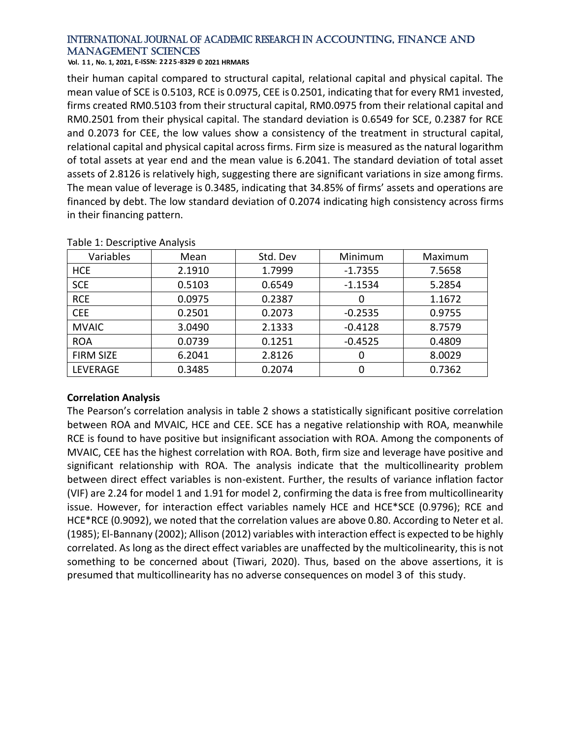their human capital compared to structural capital, relational capital and physical capital. The mean value of SCE is 0.5103, RCE is 0.0975, CEE is 0.2501, indicating that for every RM1 invested, firms created RM0.5103 from their structural capital, RM0.0975 from their relational capital and RM0.2501 from their physical capital. The standard deviation is 0.6549 for SCE, 0.2387 for RCE and 0.2073 for CEE, the low values show a consistency of the treatment in structural capital, relational capital and physical capital across firms. Firm size is measured as the natural logarithm of total assets at year end and the mean value is 6.2041. The standard deviation of total asset assets of 2.8126 is relatively high, suggesting there are significant variations in size among firms. The mean value of leverage is 0.3485, indicating that 34.85% of firms' assets and operations are financed by debt. The low standard deviation of 0.2074 indicating high consistency across firms in their financing pattern.

Table 1: Descriptive Analysis

| Variables | Mean | Std. Dev | Minimum | Maximum |
|---|---|---|---|---|
| HCE | 2.1910 | 1.7999 | -1.7355 | 7.5658 |
| SCE | 0.5103 | 0.6549 | -1.1534 | 5.2854 |
| RCE | 0.0975 | 0.2387 | 0 | 1.1672 |
| CEE | 0.2501 | 0.2073 | -0.2535 | 0.9755 |
| MVAIC | 3.0490 | 2.1333 | -0.4128 | 8.7579 |
| ROA | 0.0739 | 0.1251 | -0.4525 | 0.4809 |
| FIRM SIZE | 6.2041 | 2.8126 | 0 | 8.0029 |
| LEVERAGE | 0.3485 | 0.2074 | 0 | 0.7362 |

**Correlation Analysis**

The Pearson's correlation analysis in table 2 shows a statistically significant positive correlation between ROA and MVAIC, HCE and CEE. SCE has a negative relationship with ROA, meanwhile RCE is found to have positive but insignificant association with ROA. Among the components of MVAIC, CEE has the highest correlation with ROA. Both, firm size and leverage have positive and significant relationship with ROA. The analysis indicate that the multicollinearity problem between direct effect variables is non-existent. Further, the results of variance inflation factor (VIF) are 2.24 for model 1 and 1.91 for model 2, confirming the data is free from multicollinearity issue. However, for interaction effect variables namely HCE and HCE*SCE (0.9796); RCE and HCE*RCE (0.9092), we noted that the correlation values are above 0.80. According to Neter et al. (1985); El-Bannany (2002); Allison (2012) variables with interaction effect is expected to be highly correlated. As long as the direct effect variables are unaffected by the multicolinearity, this is not something to be concerned about (Tiwari, 2020). Thus, based on the above assertions, it is presumed that multicollinearity has no adverse consequences on model 3 of this study.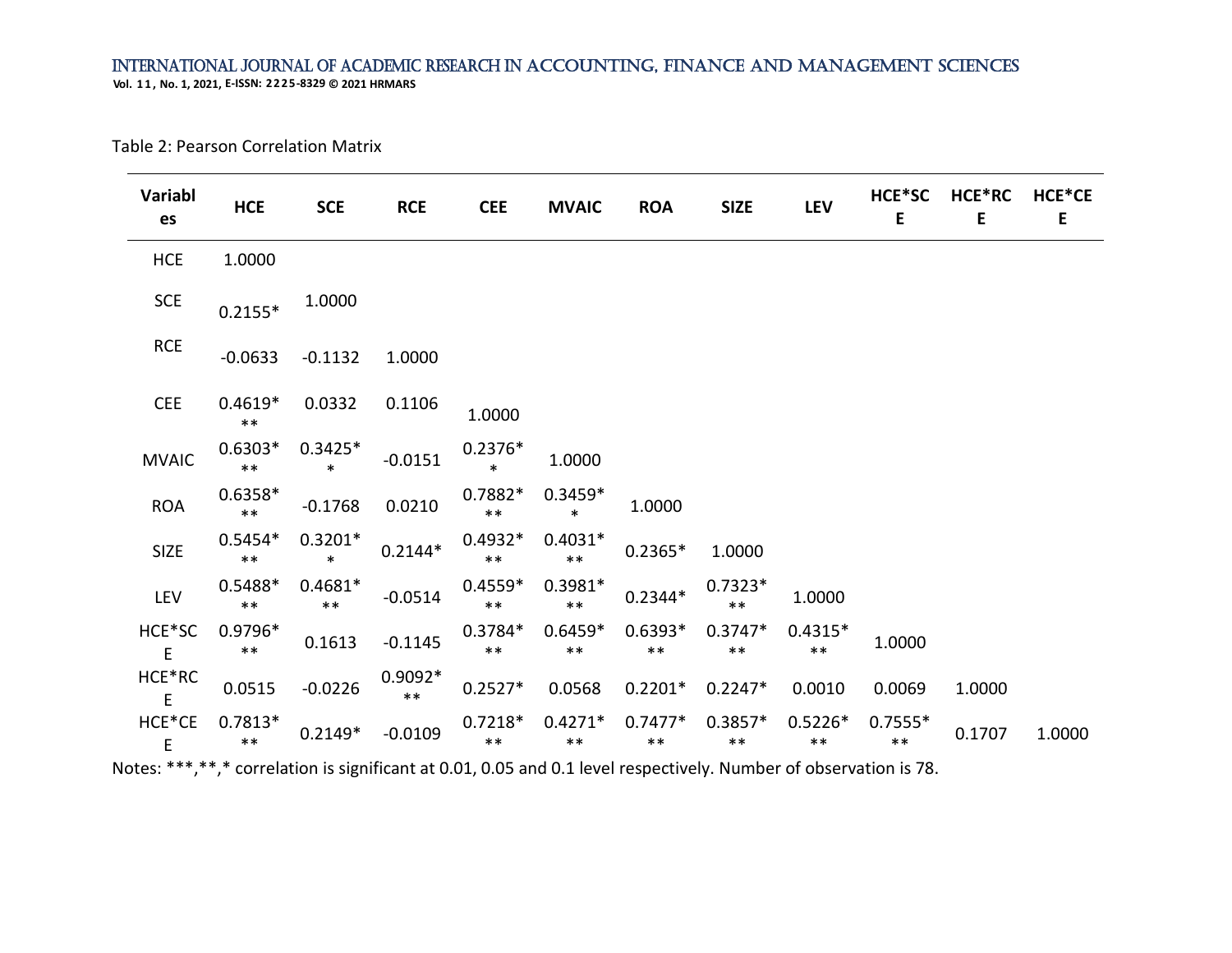Table 2: Pearson Correlation Matrix

| Variables | HCE | SCE | RCE | CEE | MVAIC | ROA | SIZE | LEV | HCE*SCE | HCE*RCE | HCE*CEE |
|---|---|---|---|---|---|---|---|---|---|---|---|
| HCE | 1.0000 | | | | | | | | | | |
| SCE | 0.2155* | 1.0000 | | | | | | | | | |
| RCE | -0.0633 | -0.1132 | 1.0000 | | | | | | | | |
| CEE | 0.4619*** | 0.0332 | 0.1106 | 1.0000 | | | | | | | |
| MVAIC | 0.6303*** | 0.3425** | -0.0151 | 0.2376** | 1.0000 | | | | | | |
| ROA | 0.6358*** | -0.1768 | 0.0210 | 0.7882*** | 0.3459** | 1.0000 | | | | | |
| SIZE | 0.5454*** | 0.3201** | 0.2144* | 0.4932*** | 0.4031*** | 0.2365* | 1.0000 | | | | |
| LEV | 0.5488*** | 0.4681*** | -0.0514 | 0.4559*** | 0.3981*** | 0.2344* | 0.7323*** | 1.0000 | | | |
| HCE*SCE | 0.9796*** | 0.1613 | -0.1145 | 0.3784*** | 0.6459*** | 0.6393*** | 0.3747*** | 0.4315*** | 1.0000 | | |
| HCE*RCE | 0.0515 | -0.0226 | 0.9092*** | 0.2527* | 0.0568 | 0.2201* | 0.2247* | 0.0010 | 0.0069 | 1.0000 | |
| HCE*CEE | 0.7813*** | 0.2149* | -0.0109 | 0.7218*** | 0.4271*** | 0.7477*** | 0.3857*** | 0.5226*** | 0.7555*** | 0.1707 | 1.0000 |

Notes: ***,**,* correlation is significant at 0.01, 0.05 and 0.1 level respectively. Number of observation is 78.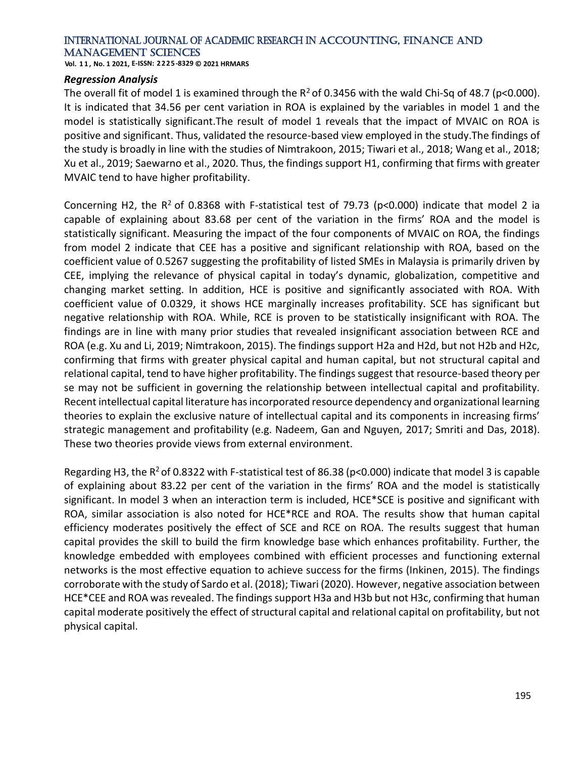***Regression Analysis***

The overall fit of model 1 is examined through the $R^2$ of 0.3456 with the wald Chi-Sq of 48.7 ($p<0.000$). It is indicated that 34.56 per cent variation in ROA is explained by the variables in model 1 and the model is statistically significant.The result of model 1 reveals that the impact of MVAIC on ROA is positive and significant. Thus, validated the resource-based view employed in the study.The findings of the study is broadly in line with the studies of Nimtrakoon, 2015; Tiwari et al., 2018; Wang et al., 2018; Xu et al., 2019; Saewarno et al., 2020. Thus, the findings support H1, confirming that firms with greater MVAIC tend to have higher profitability.

Concerning H2, the $R^2$ of 0.8368 with F-statistical test of 79.73 ($p<0.000$) indicate that model 2 ia capable of explaining about 83.68 per cent of the variation in the firms' ROA and the model is statistically significant. Measuring the impact of the four components of MVAIC on ROA, the findings from model 2 indicate that CEE has a positive and significant relationship with ROA, based on the coefficient value of 0.5267 suggesting the profitability of listed SMEs in Malaysia is primarily driven by CEE, implying the relevance of physical capital in today's dynamic, globalization, competitive and changing market setting. In addition, HCE is positive and significantly associated with ROA. With coefficient value of 0.0329, it shows HCE marginally increases profitability. SCE has significant but negative relationship with ROA. While, RCE is proven to be statistically insignificant with ROA. The findings are in line with many prior studies that revealed insignificant association between RCE and ROA (e.g. Xu and Li, 2019; Nimtrakoon, 2015). The findings support H2a and H2d, but not H2b and H2c, confirming that firms with greater physical capital and human capital, but not structural capital and relational capital, tend to have higher profitability. The findings suggest that resource-based theory per se may not be sufficient in governing the relationship between intellectual capital and profitability. Recent intellectual capital literature has incorporated resource dependency and organizational learning theories to explain the exclusive nature of intellectual capital and its components in increasing firms' strategic management and profitability (e.g. Nadeem, Gan and Nguyen, 2017; Smriti and Das, 2018). These two theories provide views from external environment.

Regarding H3, the $R^2$ of 0.8322 with F-statistical test of 86.38 ($p<0.000$) indicate that model 3 is capable of explaining about 83.22 per cent of the variation in the firms' ROA and the model is statistically significant. In model 3 when an interaction term is included, HCE*SCE is positive and significant with ROA, similar association is also noted for HCE*RCE and ROA. The results show that human capital efficiency moderates positively the effect of SCE and RCE on ROA. The results suggest that human capital provides the skill to build the firm knowledge base which enhances profitability. Further, the knowledge embedded with employees combined with efficient processes and functioning external networks is the most effective equation to achieve success for the firms (Inkinen, 2015). The findings corroborate with the study of Sardo et al. (2018); Tiwari (2020). However, negative association between HCE*CEE and ROA was revealed. The findings support H3a and H3b but not H3c, confirming that human capital moderate positively the effect of structural capital and relational capital on profitability, but not physical capital.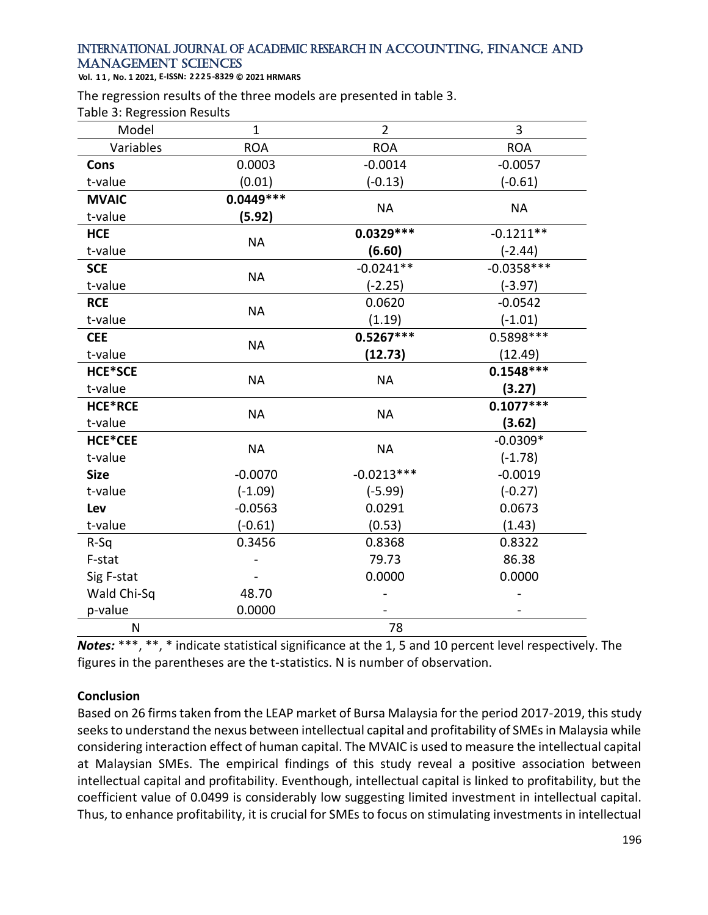The regression results of the three models are presented in table 3.

Table 3: Regression Results

| Model | 1 | 2 | 3 |
|---|---|---|---|
| Variables | ROA | ROA | ROA |
| **Cons** | 0.0003 | -0.0014 | -0.0057 |
| t-value | (0.01) | (-0.13) | (-0.61) |
| **MVAIC** | **0.0449*** ** | NA | NA |
| t-value | **(5.92)** | | |
| **HCE** | NA | **0.0329*** ** | -0.1211** |
| t-value | | **(6.60)** | (-2.44) |
| **SCE** | NA | -0.0241** | -0.0358*** |
| t-value | | (-2.25) | (-3.97) |
| **RCE** | NA | 0.0620 | -0.0542 |
| t-value | | (1.19) | (-1.01) |
| **CEE** | NA | **0.5267*** ** | 0.5898*** |
| t-value | | **(12.73)** | (12.49) |
| **HCE*SCE** | NA | NA | **0.1548*** ** |
| t-value | | | **(3.27)** |
| **HCE*RCE** | NA | NA | **0.1077*** ** |
| t-value | | | **(3.62)** |
| **HCE*CEE** | NA | NA | -0.0309* |
| t-value | | | (-1.78) |
| **Size** | -0.0070 | -0.0213*** | -0.0019 |
| t-value | (-1.09) | (-5.99) | (-0.27) |
| **Lev** | -0.0563 | 0.0291 | 0.0673 |
| t-value | (-0.61) | (0.53) | (1.43) |
| R-Sq | 0.3456 | 0.8368 | 0.8322 |
| F-stat | - | 79.73 | 86.38 |
| Sig F-stat | - | 0.0000 | 0.0000 |
| Wald Chi-Sq | 48.70 | - | - |
| p-value | 0.0000 | - | - |
| N | | 78 | |

***Notes:*** ***, **, * indicate statistical significance at the 1, 5 and 10 percent level respectively. The figures in the parentheses are the t-statistics. N is number of observation.

## Conclusion

Based on 26 firms taken from the LEAP market of Bursa Malaysia for the period 2017-2019, this study seeks to understand the nexus between intellectual capital and profitability of SMEs in Malaysia while considering interaction effect of human capital. The MVAIC is used to measure the intellectual capital at Malaysian SMEs. The empirical findings of this study reveal a positive association between intellectual capital and profitability. Eventhough, intellectual capital is linked to profitability, but the coefficient value of 0.0499 is considerably low suggesting limited investment in intellectual capital. Thus, to enhance profitability, it is crucial for SMEs to focus on stimulating investments in intellectual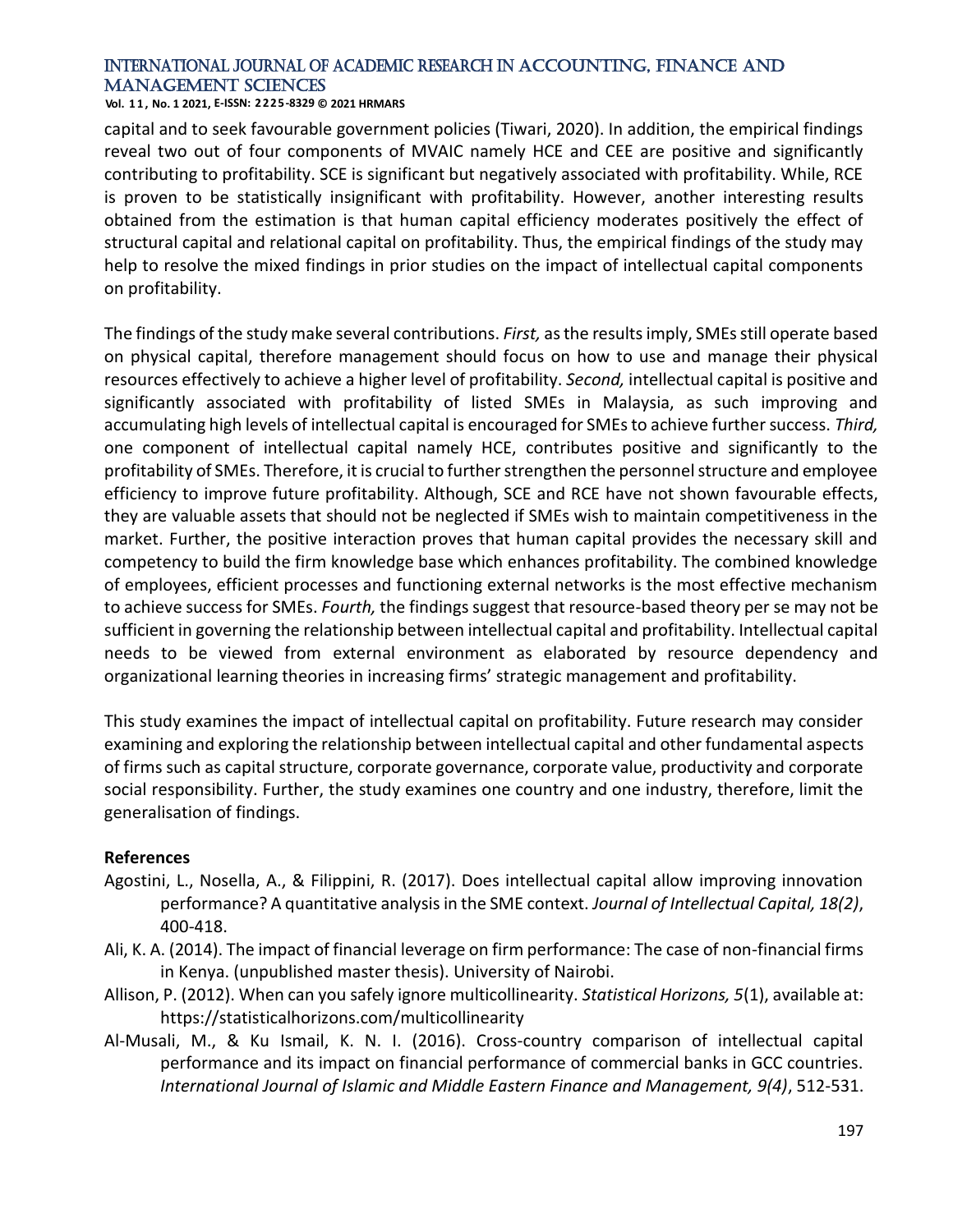capital and to seek favourable government policies (Tiwari, 2020). In addition, the empirical findings reveal two out of four components of MVAIC namely HCE and CEE are positive and significantly contributing to profitability. SCE is significant but negatively associated with profitability. While, RCE is proven to be statistically insignificant with profitability. However, another interesting results obtained from the estimation is that human capital efficiency moderates positively the effect of structural capital and relational capital on profitability. Thus, the empirical findings of the study may help to resolve the mixed findings in prior studies on the impact of intellectual capital components on profitability.

The findings of the study make several contributions. *First,* as the results imply, SMEs still operate based on physical capital, therefore management should focus on how to use and manage their physical resources effectively to achieve a higher level of profitability. *Second,* intellectual capital is positive and significantly associated with profitability of listed SMEs in Malaysia, as such improving and accumulating high levels of intellectual capital is encouraged for SMEs to achieve further success. *Third,* one component of intellectual capital namely HCE, contributes positive and significantly to the profitability of SMEs. Therefore, it is crucial to further strengthen the personnel structure and employee efficiency to improve future profitability. Although, SCE and RCE have not shown favourable effects, they are valuable assets that should not be neglected if SMEs wish to maintain competitiveness in the market. Further, the positive interaction proves that human capital provides the necessary skill and competency to build the firm knowledge base which enhances profitability. The combined knowledge of employees, efficient processes and functioning external networks is the most effective mechanism to achieve success for SMEs. *Fourth,* the findings suggest that resource-based theory per se may not be sufficient in governing the relationship between intellectual capital and profitability. Intellectual capital needs to be viewed from external environment as elaborated by resource dependency and organizational learning theories in increasing firms' strategic management and profitability.

This study examines the impact of intellectual capital on profitability. Future research may consider examining and exploring the relationship between intellectual capital and other fundamental aspects of firms such as capital structure, corporate governance, corporate value, productivity and corporate social responsibility. Further, the study examines one country and one industry, therefore, limit the generalisation of findings.

**References**

Agostini, L., Nosella, A., & Filippini, R. (2017). Does intellectual capital allow improving innovation performance? A quantitative analysis in the SME context. *Journal of Intellectual Capital, 18(2)*, 400-418.

Ali, K. A. (2014). The impact of financial leverage on firm performance: The case of non-financial firms in Kenya. (unpublished master thesis). University of Nairobi.

Allison, P. (2012). When can you safely ignore multicollinearity. *Statistical Horizons, 5*(1), available at: https://statisticalhorizons.com/multicollinearity

Al-Musali, M., & Ku Ismail, K. N. I. (2016). Cross-country comparison of intellectual capital performance and its impact on financial performance of commercial banks in GCC countries. *International Journal of Islamic and Middle Eastern Finance and Management, 9(4)*, 512-531.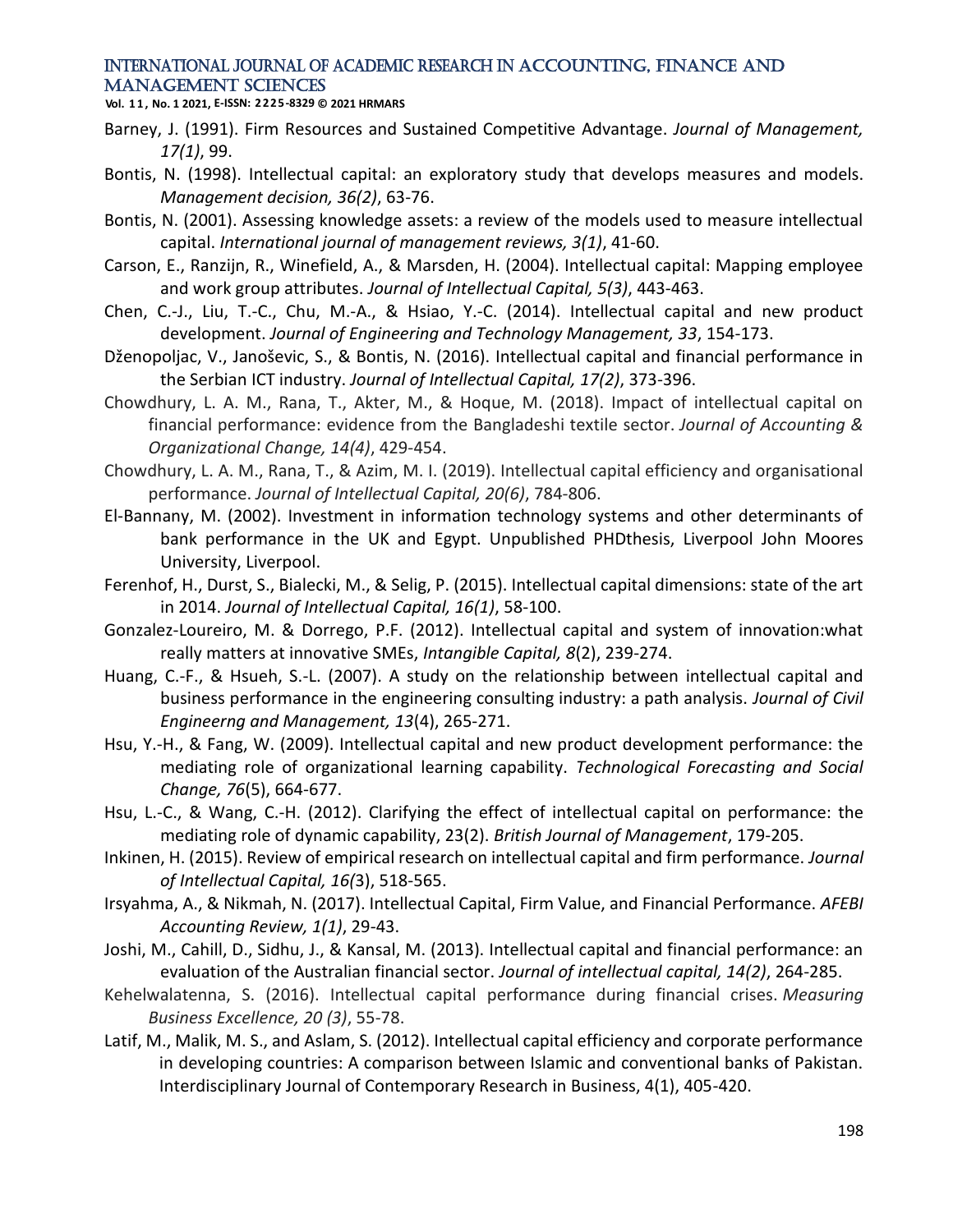Barney, J. (1991). Firm Resources and Sustained Competitive Advantage. *Journal of Management, 17(1)*, 99.

Bontis, N. (1998). Intellectual capital: an exploratory study that develops measures and models. *Management decision, 36(2)*, 63-76.

Bontis, N. (2001). Assessing knowledge assets: a review of the models used to measure intellectual capital. *International journal of management reviews, 3(1)*, 41-60.

Carson, E., Ranzijn, R., Winefield, A., & Marsden, H. (2004). Intellectual capital: Mapping employee and work group attributes. *Journal of Intellectual Capital, 5(3)*, 443-463.

Chen, C.-J., Liu, T.-C., Chu, M.-A., & Hsiao, Y.-C. (2014). Intellectual capital and new product development. *Journal of Engineering and Technology Management, 33*, 154-173.

Dženopoljac, V., Janoševic, S., & Bontis, N. (2016). Intellectual capital and financial performance in the Serbian ICT industry. *Journal of Intellectual Capital, 17(2)*, 373-396.

Chowdhury, L. A. M., Rana, T., Akter, M., & Hoque, M. (2018). Impact of intellectual capital on financial performance: evidence from the Bangladeshi textile sector. *Journal of Accounting & Organizational Change, 14(4)*, 429-454.

Chowdhury, L. A. M., Rana, T., & Azim, M. I. (2019). Intellectual capital efficiency and organisational performance. *Journal of Intellectual Capital, 20(6)*, 784-806.

El-Bannany, M. (2002). Investment in information technology systems and other determinants of bank performance in the UK and Egypt. Unpublished PHDthesis, Liverpool John Moores University, Liverpool.

Ferenhof, H., Durst, S., Bialecki, M., & Selig, P. (2015). Intellectual capital dimensions: state of the art in 2014. *Journal of Intellectual Capital, 16(1)*, 58-100.

Gonzalez-Loureiro, M. & Dorrego, P.F. (2012). Intellectual capital and system of innovation:what really matters at innovative SMEs, *Intangible Capital, 8*(2), 239-274.

Huang, C.-F., & Hsueh, S.-L. (2007). A study on the relationship between intellectual capital and business performance in the engineering consulting industry: a path analysis. *Journal of Civil Engineerng and Management, 13*(4), 265-271.

Hsu, Y.-H., & Fang, W. (2009). Intellectual capital and new product development performance: the mediating role of organizational learning capability. *Technological Forecasting and Social Change, 76*(5), 664-677.

Hsu, L.-C., & Wang, C.-H. (2012). Clarifying the effect of intellectual capital on performance: the mediating role of dynamic capability, 23(2). *British Journal of Management*, 179-205.

Inkinen, H. (2015). Review of empirical research on intellectual capital and firm performance. *Journal of Intellectual Capital, 16(*3), 518-565.

Irsyahma, A., & Nikmah, N. (2017). Intellectual Capital, Firm Value, and Financial Performance. *AFEBI Accounting Review, 1(1)*, 29-43.

Joshi, M., Cahill, D., Sidhu, J., & Kansal, M. (2013). Intellectual capital and financial performance: an evaluation of the Australian financial sector. *Journal of intellectual capital, 14(2)*, 264-285.

Kehelwalatenna, S. (2016). Intellectual capital performance during financial crises. *Measuring Business Excellence, 20 (3)*, 55-78.

Latif, M., Malik, M. S., and Aslam, S. (2012). Intellectual capital efficiency and corporate performance in developing countries: A comparison between Islamic and conventional banks of Pakistan. Interdisciplinary Journal of Contemporary Research in Business, 4(1), 405-420.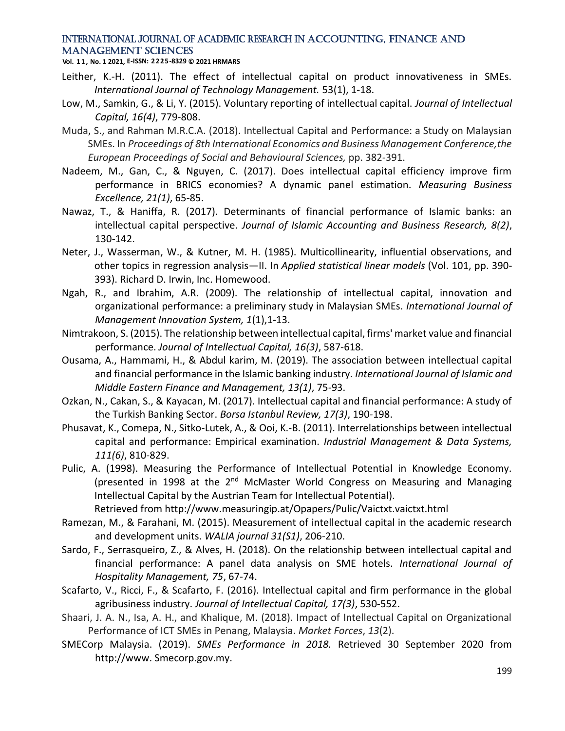Leither, K.-H. (2011). The effect of intellectual capital on product innovativeness in SMEs. *International Journal of Technology Management.* 53(1), 1-18.

Low, M., Samkin, G., & Li, Y. (2015). Voluntary reporting of intellectual capital. *Journal of Intellectual Capital, 16(4)*, 779-808.

Muda, S., and Rahman M.R.C.A. (2018). Intellectual Capital and Performance: a Study on Malaysian SMEs. In *Proceedings of 8th International Economics and Business Management Conference,the European Proceedings of Social and Behavioural Sciences,* pp. 382-391.

Nadeem, M., Gan, C., & Nguyen, C. (2017). Does intellectual capital efficiency improve firm performance in BRICS economies? A dynamic panel estimation. *Measuring Business Excellence, 21(1)*, 65-85.

Nawaz, T., & Haniffa, R. (2017). Determinants of financial performance of Islamic banks: an intellectual capital perspective. *Journal of Islamic Accounting and Business Research, 8(2)*, 130-142.

Neter, J., Wasserman, W., & Kutner, M. H. (1985). Multicollinearity, influential observations, and other topics in regression analysis—II. In *Applied statistical linear models* (Vol. 101, pp. 390-393). Richard D. Irwin, Inc. Homewood.

Ngah, R., and Ibrahim, A.R. (2009). The relationship of intellectual capital, innovation and organizational performance: a preliminary study in Malaysian SMEs. *International Journal of Management Innovation System, 1*(1),1-13.

Nimtrakoon, S. (2015). The relationship between intellectual capital, firms' market value and financial performance. *Journal of Intellectual Capital, 16(3)*, 587-618.

Ousama, A., Hammami, H., & Abdul karim, M. (2019). The association between intellectual capital and financial performance in the Islamic banking industry. *International Journal of Islamic and Middle Eastern Finance and Management, 13(1)*, 75-93.

Ozkan, N., Cakan, S., & Kayacan, M. (2017). Intellectual capital and financial performance: A study of the Turkish Banking Sector. *Borsa Istanbul Review, 17(3)*, 190-198.

Phusavat, K., Comepa, N., Sitko-Lutek, A., & Ooi, K.-B. (2011). Interrelationships between intellectual capital and performance: Empirical examination. *Industrial Management & Data Systems, 111(6)*, 810-829.

Pulic, A. (1998). Measuring the Performance of Intellectual Potential in Knowledge Economy. (presented in 1998 at the 2nd McMaster World Congress on Measuring and Managing Intellectual Capital by the Austrian Team for Intellectual Potential). Retrieved from http://www.measuringip.at/Opapers/Pulic/Vaictxt.vaictxt.html

Ramezan, M., & Farahani, M. (2015). Measurement of intellectual capital in the academic research and development units. *WALIA journal 31(S1)*, 206-210.

Sardo, F., Serrasqueiro, Z., & Alves, H. (2018). On the relationship between intellectual capital and financial performance: A panel data analysis on SME hotels. *International Journal of Hospitality Management, 75*, 67-74.

Scafarto, V., Ricci, F., & Scafarto, F. (2016). Intellectual capital and firm performance in the global agribusiness industry. *Journal of Intellectual Capital, 17(3)*, 530-552.

Shaari, J. A. N., Isa, A. H., and Khalique, M. (2018). Impact of Intellectual Capital on Organizational Performance of ICT SMEs in Penang, Malaysia. *Market Forces*, *13*(2).

SMECorp Malaysia. (2019). *SMEs Performance in 2018.* Retrieved 30 September 2020 from http://www. Smecorp.gov.my.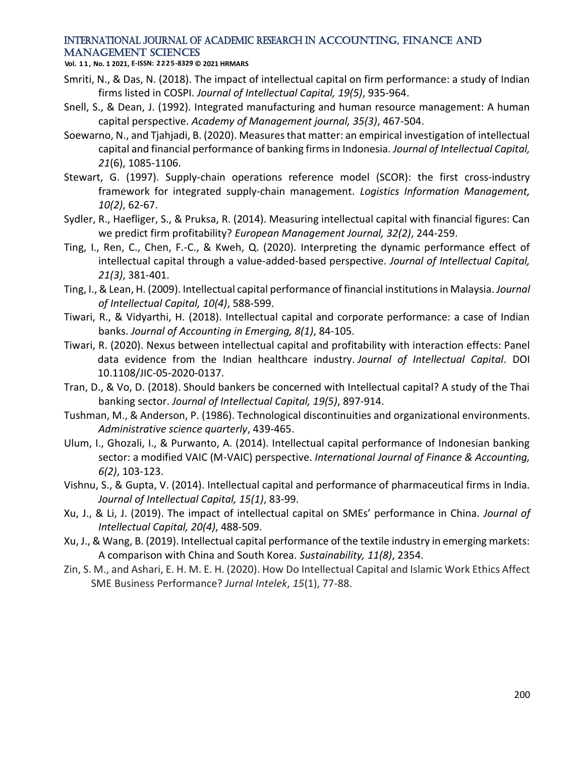Smriti, N., & Das, N. (2018). The impact of intellectual capital on firm performance: a study of Indian firms listed in COSPI. *Journal of Intellectual Capital, 19(5)*, 935-964.

Snell, S., & Dean, J. (1992). Integrated manufacturing and human resource management: A human capital perspective. *Academy of Management journal, 35(3)*, 467-504.

Soewarno, N., and Tjahjadi, B. (2020). Measures that matter: an empirical investigation of intellectual capital and financial performance of banking firms in Indonesia. *Journal of Intellectual Capital, 21*(6), 1085-1106.

Stewart, G. (1997). Supply-chain operations reference model (SCOR): the first cross-industry framework for integrated supply-chain management. *Logistics Information Management, 10(2)*, 62-67.

Sydler, R., Haefliger, S., & Pruksa, R. (2014). Measuring intellectual capital with financial figures: Can we predict firm profitability? *European Management Journal, 32(2)*, 244-259.

Ting, I., Ren, C., Chen, F.-C., & Kweh, Q. (2020). Interpreting the dynamic performance effect of intellectual capital through a value-added-based perspective. *Journal of Intellectual Capital, 21(3)*, 381-401.

Ting, I., & Lean, H. (2009). Intellectual capital performance of financial institutions in Malaysia. *Journal of Intellectual Capital, 10(4)*, 588-599.

Tiwari, R., & Vidyarthi, H. (2018). Intellectual capital and corporate performance: a case of Indian banks. *Journal of Accounting in Emerging, 8(1)*, 84-105.

Tiwari, R. (2020). Nexus between intellectual capital and profitability with interaction effects: Panel data evidence from the Indian healthcare industry. *Journal of Intellectual Capital*. DOI 10.1108/JIC-05-2020-0137.

Tran, D., & Vo, D. (2018). Should bankers be concerned with Intellectual capital? A study of the Thai banking sector. *Journal of Intellectual Capital, 19(5)*, 897-914.

Tushman, M., & Anderson, P. (1986). Technological discontinuities and organizational environments. *Administrative science quarterly*, 439-465.

Ulum, I., Ghozali, I., & Purwanto, A. (2014). Intellectual capital performance of Indonesian banking sector: a modified VAIC (M-VAIC) perspective. *International Journal of Finance & Accounting, 6(2)*, 103-123.

Vishnu, S., & Gupta, V. (2014). Intellectual capital and performance of pharmaceutical firms in India. *Journal of Intellectual Capital, 15(1)*, 83-99.

Xu, J., & Li, J. (2019). The impact of intellectual capital on SMEs' performance in China. *Journal of Intellectual Capital, 20(4)*, 488-509.

Xu, J., & Wang, B. (2019). Intellectual capital performance of the textile industry in emerging markets: A comparison with China and South Korea. *Sustainability, 11(8)*, 2354.

Zin, S. M., and Ashari, E. H. M. E. H. (2020). How Do Intellectual Capital and Islamic Work Ethics Affect SME Business Performance? *Jurnal Intelek*, *15*(1), 77-88.